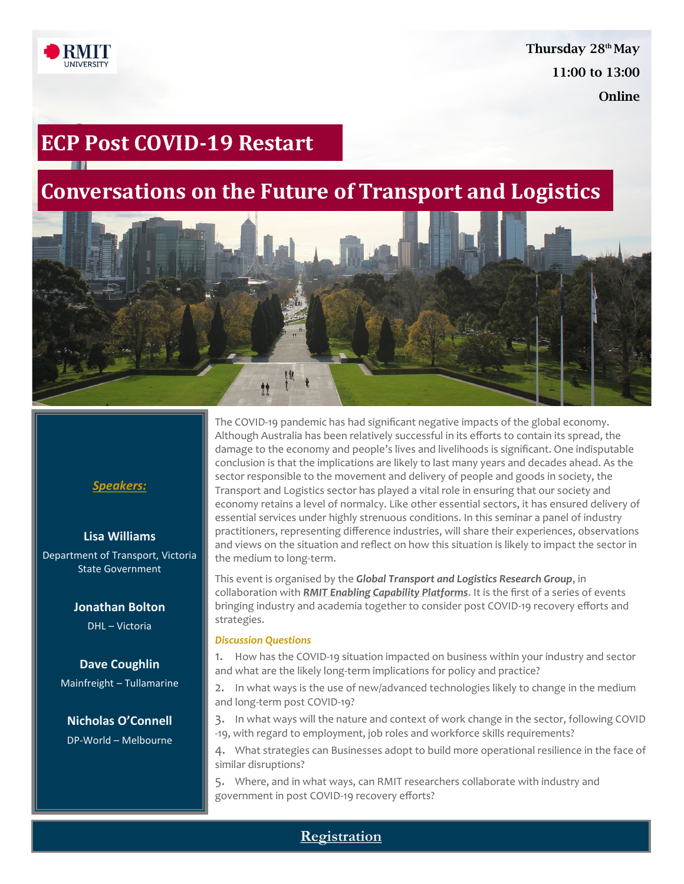RMIT UNIVERSITY

**Thursday 28th May**

**11:00 to 13:00**

**Online**

# ECP Post COVID-19 Restart

# Conversations on the Future of Transport and Logistics

***Speakers:***

**Lisa Williams**
Department of Transport, Victoria State Government

**Jonathan Bolton**
DHL – Victoria

**Dave Coughlin**
Mainfreight – Tullamarine

**Nicholas O'Connell**
DP-World – Melbourne

The COVID-19 pandemic has had significant negative impacts of the global economy. Although Australia has been relatively successful in its efforts to contain its spread, the damage to the economy and people's lives and livelihoods is significant. One indisputable conclusion is that the implications are likely to last many years and decades ahead. As the sector responsible to the movement and delivery of people and goods in society, the Transport and Logistics sector has played a vital role in ensuring that our society and economy retains a level of normalcy. Like other essential sectors, it has ensured delivery of essential services under highly strenuous conditions. In this seminar a panel of industry practitioners, representing difference industries, will share their experiences, observations and views on the situation and reflect on how this situation is likely to impact the sector in the medium to long-term.

This event is organised by the ***Global Transport and Logistics Research Group***, in collaboration with ***RMIT Enabling Capability Platforms***. It is the first of a series of events bringing industry and academia together to consider post COVID-19 recovery efforts and strategies.

***Discussion Questions***

1. How has the COVID-19 situation impacted on business within your industry and sector and what are the likely long-term implications for policy and practice?
2. In what ways is the use of new/advanced technologies likely to change in the medium and long-term post COVID-19?
3. In what ways will the nature and context of work change in the sector, following COVID -19, with regard to employment, job roles and workforce skills requirements?
4. What strategies can Businesses adopt to build more operational resilience in the face of similar disruptions?
5. Where, and in what ways, can RMIT researchers collaborate with industry and government in post COVID-19 recovery efforts?

**Registration**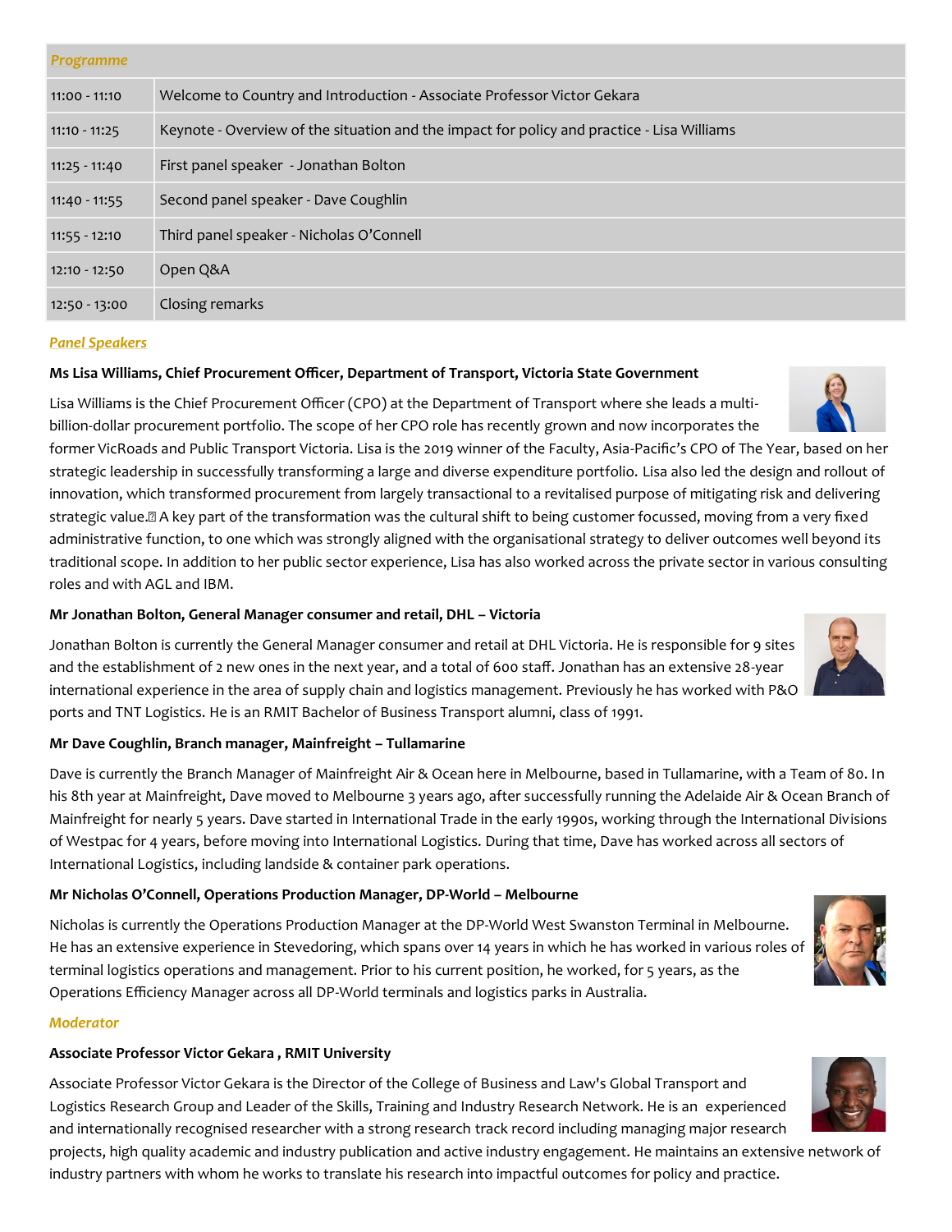| Programme | |
|---|---|
| 11:00 - 11:10 | Welcome to Country and Introduction - Associate Professor Victor Gekara |
| 11:10 - 11:25 | Keynote - Overview of the situation and the impact for policy and practice - Lisa Williams |
| 11:25 - 11:40 | First panel speaker - Jonathan Bolton |
| 11:40 - 11:55 | Second panel speaker - Dave Coughlin |
| 11:55 - 12:10 | Third panel speaker - Nicholas O'Connell |
| 12:10 - 12:50 | Open Q&A |
| 12:50 - 13:00 | Closing remarks |

## *Panel Speakers*

**Ms Lisa Williams, Chief Procurement Officer, Department of Transport, Victoria State Government**

Lisa Williams is the Chief Procurement Officer (CPO) at the Department of Transport where she leads a multi-billion-dollar procurement portfolio. The scope of her CPO role has recently grown and now incorporates the former VicRoads and Public Transport Victoria. Lisa is the 2019 winner of the Faculty, Asia-Pacific's CPO of The Year, based on her strategic leadership in successfully transforming a large and diverse expenditure portfolio. Lisa also led the design and rollout of innovation, which transformed procurement from largely transactional to a revitalised purpose of mitigating risk and delivering strategic value. A key part of the transformation was the cultural shift to being customer focussed, moving from a very fixed administrative function, to one which was strongly aligned with the organisational strategy to deliver outcomes well beyond its traditional scope. In addition to her public sector experience, Lisa has also worked across the private sector in various consulting roles and with AGL and IBM.

**Mr Jonathan Bolton, General Manager consumer and retail, DHL – Victoria**

Jonathan Bolton is currently the General Manager consumer and retail at DHL Victoria. He is responsible for 9 sites and the establishment of 2 new ones in the next year, and a total of 600 staff. Jonathan has an extensive 28-year international experience in the area of supply chain and logistics management. Previously he has worked with P&O ports and TNT Logistics. He is an RMIT Bachelor of Business Transport alumni, class of 1991.

**Mr Dave Coughlin, Branch manager, Mainfreight – Tullamarine**

Dave is currently the Branch Manager of Mainfreight Air & Ocean here in Melbourne, based in Tullamarine, with a Team of 80. In his 8th year at Mainfreight, Dave moved to Melbourne 3 years ago, after successfully running the Adelaide Air & Ocean Branch of Mainfreight for nearly 5 years. Dave started in International Trade in the early 1990s, working through the International Divisions of Westpac for 4 years, before moving into International Logistics. During that time, Dave has worked across all sectors of International Logistics, including landside & container park operations.

**Mr Nicholas O'Connell, Operations Production Manager, DP-World – Melbourne**

Nicholas is currently the Operations Production Manager at the DP-World West Swanston Terminal in Melbourne. He has an extensive experience in Stevedoring, which spans over 14 years in which he has worked in various roles of terminal logistics operations and management. Prior to his current position, he worked, for 5 years, as the Operations Efficiency Manager across all DP-World terminals and logistics parks in Australia.

## *Moderator*

**Associate Professor Victor Gekara , RMIT University**

Associate Professor Victor Gekara is the Director of the College of Business and Law's Global Transport and Logistics Research Group and Leader of the Skills, Training and Industry Research Network. He is an experienced and internationally recognised researcher with a strong research track record including managing major research projects, high quality academic and industry publication and active industry engagement. He maintains an extensive network of industry partners with whom he works to translate his research into impactful outcomes for policy and practice.